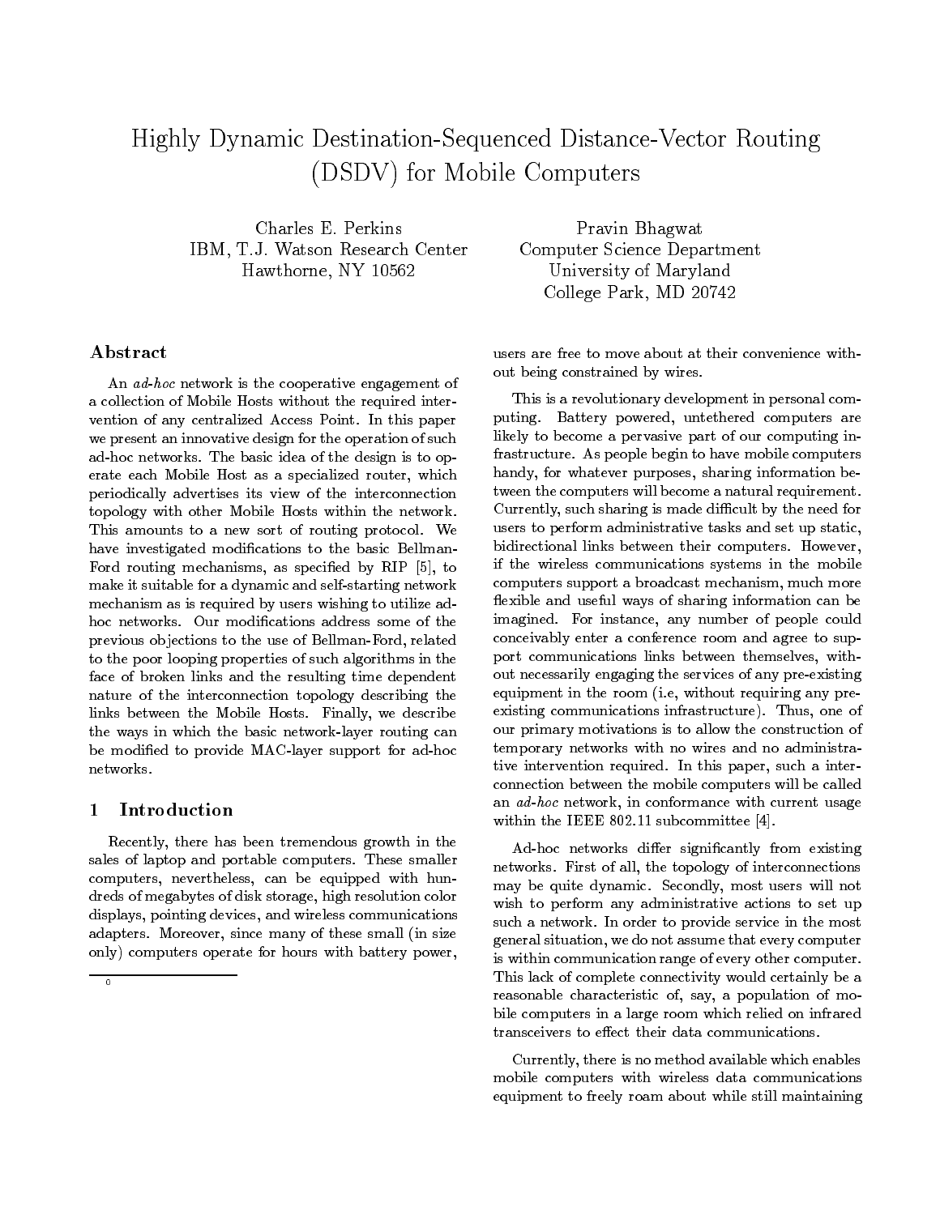# Highly Dynamic Destination-Sequenced Distance-Vector Routing (DSDV) for Mobile Computers

Charles E. Perkins
IBM, T.J. Watson Research Center
Hawthorne, NY 10562

Pravin Bhagwat
Computer Science Department
University of Maryland
College Park, MD 20742

## Abstract

An *ad-hoc* network is the cooperative engagement of a collection of Mobile Hosts without the required intervention of any centralized Access Point. In this paper we present an innovative design for the operation of such ad-hoc networks. The basic idea of the design is to operate each Mobile Host as a specialized router, which periodically advertises its view of the interconnection topology with other Mobile Hosts within the network. This amounts to a new sort of routing protocol. We have investigated modifications to the basic Bellman-Ford routing mechanisms, as specified by RIP [5], to make it suitable for a dynamic and self-starting network mechanism as is required by users wishing to utilize ad-hoc networks. Our modifications address some of the previous objections to the use of Bellman-Ford, related to the poor looping properties of such algorithms in the face of broken links and the resulting time dependent nature of the interconnection topology describing the links between the Mobile Hosts. Finally, we describe the ways in which the basic network-layer routing can be modified to provide MAC-layer support for ad-hoc networks.

## 1 Introduction

Recently, there has been tremendous growth in the sales of laptop and portable computers. These smaller computers, nevertheless, can be equipped with hundreds of megabytes of disk storage, high resolution color displays, pointing devices, and wireless communications adapters. Moreover, since many of these small (in size only) computers operate for hours with battery power, users are free to move about at their convenience without being constrained by wires.

This is a revolutionary development in personal computing. Battery powered, untethered computers are likely to become a pervasive part of our computing infrastructure. As people begin to have mobile computers handy, for whatever purposes, sharing information between the computers will become a natural requirement. Currently, such sharing is made difficult by the need for users to perform administrative tasks and set up static, bidirectional links between their computers. However, if the wireless communications systems in the mobile computers support a broadcast mechanism, much more flexible and useful ways of sharing information can be imagined. For instance, any number of people could conceivably enter a conference room and agree to support communications links between themselves, without necessarily engaging the services of any pre-existing equipment in the room (i.e, without requiring any pre-existing communications infrastructure). Thus, one of our primary motivations is to allow the construction of temporary networks with no wires and no administrative intervention required. In this paper, such a interconnection between the mobile computers will be called an *ad-hoc* network, in conformance with current usage within the IEEE 802.11 subcommittee [4].

Ad-hoc networks differ significantly from existing networks. First of all, the topology of interconnections may be quite dynamic. Secondly, most users will not wish to perform any administrative actions to set up such a network. In order to provide service in the most general situation, we do not assume that every computer is within communication range of every other computer. This lack of complete connectivity would certainly be a reasonable characteristic of, say, a population of mobile computers in a large room which relied on infrared transceivers to effect their data communications.

Currently, there is no method available which enables mobile computers with wireless data communications equipment to freely roam about while still maintaining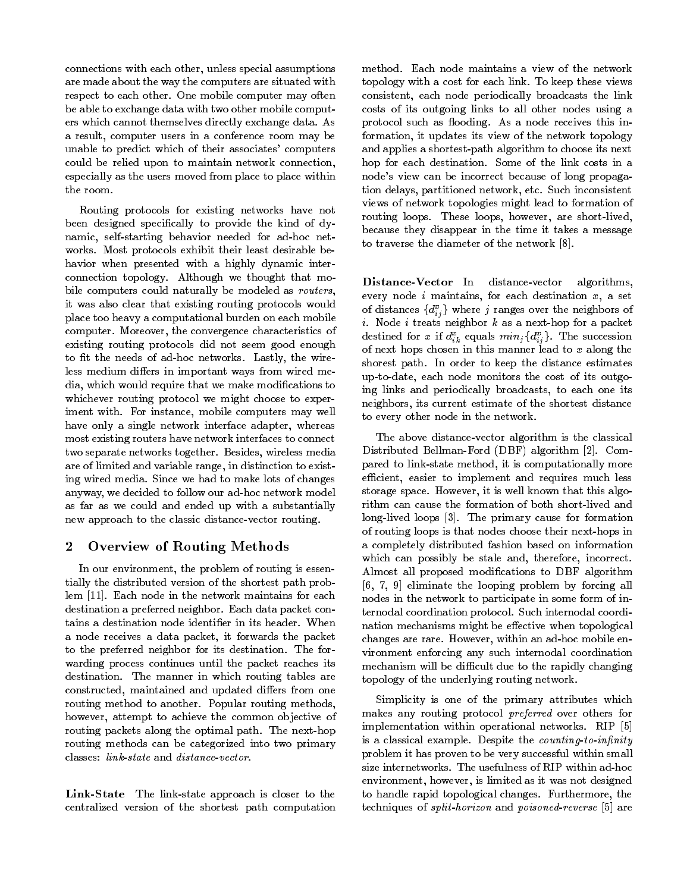connections with each other, unless special assumptions are made about the way the computers are situated with respect to each other. One mobile computer may often be able to exchange data with two other mobile computers which cannot themselves directly exchange data. As a result, computer users in a conference room may be unable to predict which of their associates' computers could be relied upon to maintain network connection, especially as the users moved from place to place within the room.

Routing protocols for existing networks have not been designed specifically to provide the kind of dynamic, self-starting behavior needed for ad-hoc networks. Most protocols exhibit their least desirable behavior when presented with a highly dynamic interconnection topology. Although we thought that mobile computers could naturally be modeled as *routers*, it was also clear that existing routing protocols would place too heavy a computational burden on each mobile computer. Moreover, the convergence characteristics of existing routing protocols did not seem good enough to fit the needs of ad-hoc networks. Lastly, the wireless medium differs in important ways from wired media, which would require that we make modifications to whichever routing protocol we might choose to experiment with. For instance, mobile computers may well have only a single network interface adapter, whereas most existing routers have network interfaces to connect two separate networks together. Besides, wireless media are of limited and variable range, in distinction to existing wired media. Since we had to make lots of changes anyway, we decided to follow our ad-hoc network model as far as we could and ended up with a substantially new approach to the classic distance-vector routing.

## 2 Overview of Routing Methods

In our environment, the problem of routing is essentially the distributed version of the shortest path problem [11]. Each node in the network maintains for each destination a preferred neighbor. Each data packet contains a destination node identifier in its header. When a node receives a data packet, it forwards the packet to the preferred neighbor for its destination. The forwarding process continues until the packet reaches its destination. The manner in which routing tables are constructed, maintained and updated differs from one routing method to another. Popular routing methods, however, attempt to achieve the common objective of routing packets along the optimal path. The next-hop routing methods can be categorized into two primary classes: *link-state* and *distance-vector*.

**Link-State** The link-state approach is closer to the centralized version of the shortest path computation method. Each node maintains a view of the network topology with a cost for each link. To keep these views consistent, each node periodically broadcasts the link costs of its outgoing links to all other nodes using a protocol such as flooding. As a node receives this information, it updates its view of the network topology and applies a shortest-path algorithm to choose its next hop for each destination. Some of the link costs in a node's view can be incorrect because of long propagation delays, partitioned network, etc. Such inconsistent views of network topologies might lead to formation of routing loops. These loops, however, are short-lived, because they disappear in the time it takes a message to traverse the diameter of the network [8].

**Distance-Vector** In distance-vector algorithms, every node $i$ maintains, for each destination $x$, a set of distances $\{d^x_{ij}\}$ where $j$ ranges over the neighbors of $i$. Node $i$ treats neighbor $k$ as a next-hop for a packet destined for $x$ if $d^x_{ik}$ equals $min_j\{d^x_{ij}\}$. The succession of next hops chosen in this manner lead to $x$ along the shortest path. In order to keep the distance estimates up-to-date, each node monitors the cost of its outgoing links and periodically broadcasts, to each one its neighbors, its current estimate of the shortest distance to every other node in the network.

The above distance-vector algorithm is the classical Distributed Bellman-Ford (DBF) algorithm [2]. Compared to link-state method, it is computationally more efficient, easier to implement and requires much less storage space. However, it is well known that this algorithm can cause the formation of both short-lived and long-lived loops [3]. The primary cause for formation of routing loops is that nodes choose their next-hops in a completely distributed fashion based on information which can possibly be stale and, therefore, incorrect. Almost all proposed modifications to DBF algorithm [6, 7, 9] eliminate the looping problem by forcing all nodes in the network to participate in some form of internodal coordination protocol. Such internodal coordination mechanisms might be effective when topological changes are rare. However, within an ad-hoc mobile environment enforcing any such internodal coordination mechanism will be difficult due to the rapidly changing topology of the underlying routing network.

Simplicity is one of the primary attributes which makes any routing protocol *preferred* over others for implementation within operational networks. RIP [5] is a classical example. Despite the *counting-to-infinity* problem it has proven to be very successful within small size internetworks. The usefulness of RIP within ad-hoc environment, however, is limited as it was not designed to handle rapid topological changes. Furthermore, the techniques of *split-horizon* and *poisoned-reverse* [5] are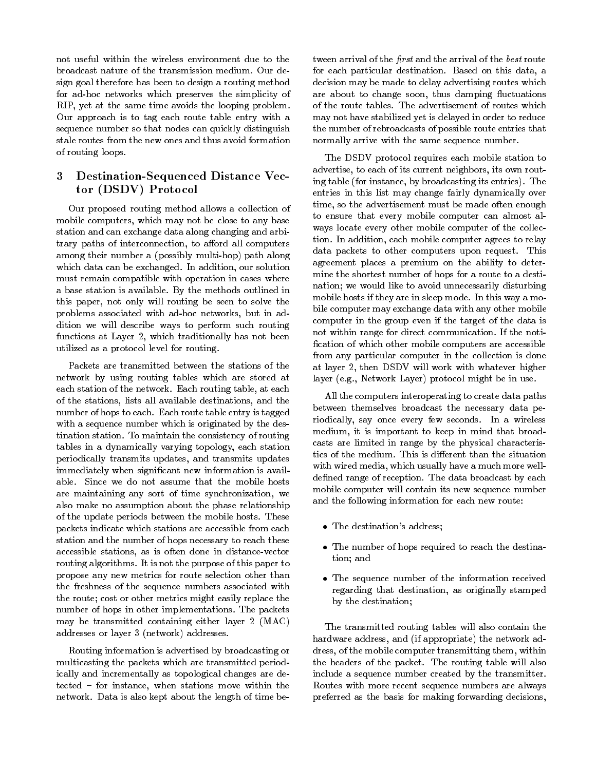not useful within the wireless environment due to the broadcast nature of the transmission medium. Our design goal therefore has been to design a routing method for ad-hoc networks which preserves the simplicity of RIP, yet at the same time avoids the looping problem. Our approach is to tag each route table entry with a sequence number so that nodes can quickly distinguish stale routes from the new ones and thus avoid formation of routing loops.

## 3 Destination-Sequenced Distance Vector (DSDV) Protocol

Our proposed routing method allows a collection of mobile computers, which may not be close to any base station and can exchange data along changing and arbitrary paths of interconnection, to afford all computers among their number a (possibly multi-hop) path along which data can be exchanged. In addition, our solution must remain compatible with operation in cases where a base station is available. By the methods outlined in this paper, not only will routing be seen to solve the problems associated with ad-hoc networks, but in addition we will describe ways to perform such routing functions at Layer 2, which traditionally has not been utilized as a protocol level for routing.

Packets are transmitted between the stations of the network by using routing tables which are stored at each station of the network. Each routing table, at each of the stations, lists all available destinations, and the number of hops to each. Each route table entry is tagged with a sequence number which is originated by the destination station. To maintain the consistency of routing tables in a dynamically varying topology, each station periodically transmits updates, and transmits updates immediately when significant new information is available. Since we do not assume that the mobile hosts are maintaining any sort of time synchronization, we also make no assumption about the phase relationship of the update periods between the mobile hosts. These packets indicate which stations are accessible from each station and the number of hops necessary to reach these accessible stations, as is often done in distance-vector routing algorithms. It is not the purpose of this paper to propose any new metrics for route selection other than the freshness of the sequence numbers associated with the route; cost or other metrics might easily replace the number of hops in other implementations. The packets may be transmitted containing either layer 2 (MAC) addresses or layer 3 (network) addresses.

Routing information is advertised by broadcasting or multicasting the packets which are transmitted periodically and incrementally as topological changes are detected – for instance, when stations move within the network. Data is also kept about the length of time between arrival of the *first* and the arrival of the *best* route for each particular destination. Based on this data, a decision may be made to delay advertising routes which are about to change soon, thus damping fluctuations of the route tables. The advertisement of routes which may not have stabilized yet is delayed in order to reduce the number of rebroadcasts of possible route entries that normally arrive with the same sequence number.

The DSDV protocol requires each mobile station to advertise, to each of its current neighbors, its own routing table (for instance, by broadcasting its entries). The entries in this list may change fairly dynamically over time, so the advertisement must be made often enough to ensure that every mobile computer can almost always locate every other mobile computer of the collection. In addition, each mobile computer agrees to relay data packets to other computers upon request. This agreement places a premium on the ability to determine the shortest number of hops for a route to a destination; we would like to avoid unnecessarily disturbing mobile hosts if they are in sleep mode. In this way a mobile computer may exchange data with any other mobile computer in the group even if the target of the data is not within range for direct communication. If the notification of which other mobile computers are accessible from any particular computer in the collection is done at layer 2, then DSDV will work with whatever higher layer (e.g., Network Layer) protocol might be in use.

All the computers interoperating to create data paths between themselves broadcast the necessary data periodically, say once every few seconds. In a wireless medium, it is important to keep in mind that broadcasts are limited in range by the physical characteristics of the medium. This is different than the situation with wired media, which usually have a much more well-defined range of reception. The data broadcast by each mobile computer will contain its new sequence number and the following information for each new route:

- The destination's address;
- The number of hops required to reach the destination; and
- The sequence number of the information received regarding that destination, as originally stamped by the destination;

The transmitted routing tables will also contain the hardware address, and (if appropriate) the network address, of the mobile computer transmitting them, within the headers of the packet. The routing table will also include a sequence number created by the transmitter. Routes with more recent sequence numbers are always preferred as the basis for making forwarding decisions,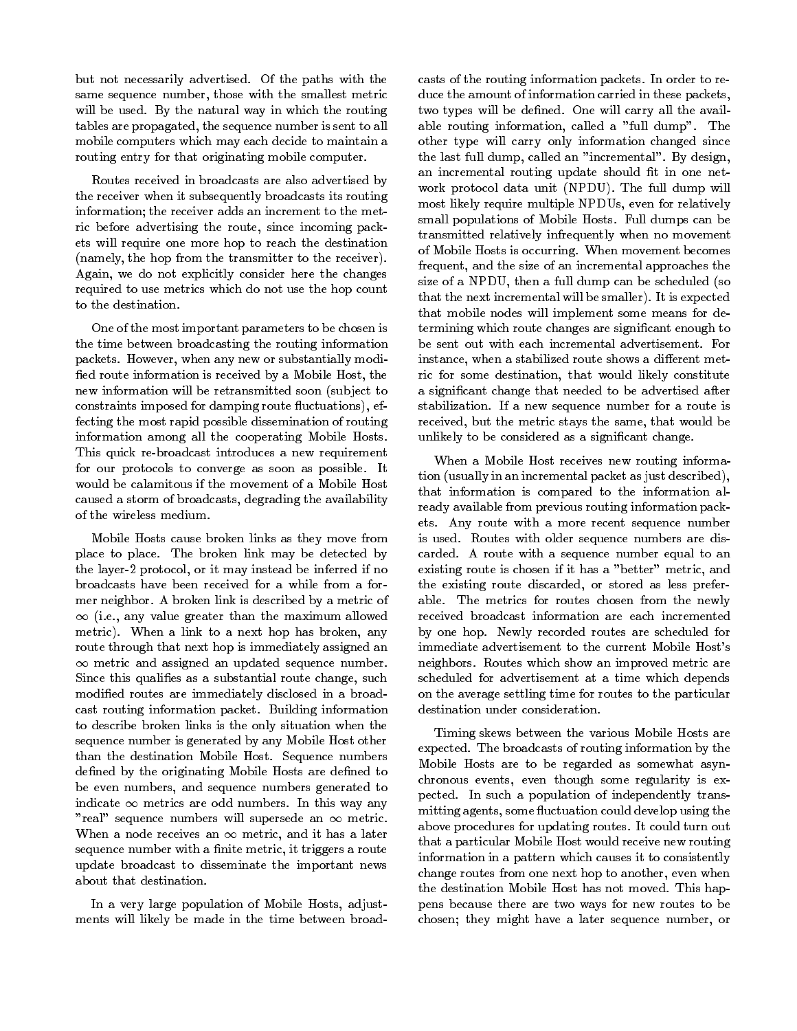but not necessarily advertised. Of the paths with the same sequence number, those with the smallest metric will be used. By the natural way in which the routing tables are propagated, the sequence number is sent to all mobile computers which may each decide to maintain a routing entry for that originating mobile computer.

Routes received in broadcasts are also advertised by the receiver when it subsequently broadcasts its routing information; the receiver adds an increment to the metric before advertising the route, since incoming packets will require one more hop to reach the destination (namely, the hop from the transmitter to the receiver). Again, we do not explicitly consider here the changes required to use metrics which do not use the hop count to the destination.

One of the most important parameters to be chosen is the time between broadcasting the routing information packets. However, when any new or substantially modified route information is received by a Mobile Host, the new information will be retransmitted soon (subject to constraints imposed for damping route fluctuations), effecting the most rapid possible dissemination of routing information among all the cooperating Mobile Hosts. This quick re-broadcast introduces a new requirement for our protocols to converge as soon as possible. It would be calamitous if the movement of a Mobile Host caused a storm of broadcasts, degrading the availability of the wireless medium.

Mobile Hosts cause broken links as they move from place to place. The broken link may be detected by the layer-2 protocol, or it may instead be inferred if no broadcasts have been received for a while from a former neighbor. A broken link is described by a metric of $\infty$ (i.e., any value greater than the maximum allowed metric). When a link to a next hop has broken, any route through that next hop is immediately assigned an $\infty$ metric and assigned an updated sequence number. Since this qualifies as a substantial route change, such modified routes are immediately disclosed in a broadcast routing information packet. Building information to describe broken links is the only situation when the sequence number is generated by any Mobile Host other than the destination Mobile Host. Sequence numbers defined by the originating Mobile Hosts are defined to be even numbers, and sequence numbers generated to indicate $\infty$ metrics are odd numbers. In this way any "real" sequence numbers will supersede an $\infty$ metric. When a node receives an $\infty$ metric, and it has a later sequence number with a finite metric, it triggers a route update broadcast to disseminate the important news about that destination.

In a very large population of Mobile Hosts, adjustments will likely be made in the time between broadcasts of the routing information packets. In order to reduce the amount of information carried in these packets, two types will be defined. One will carry all the available routing information, called a "full dump". The other type will carry only information changed since the last full dump, called an "incremental". By design, an incremental routing update should fit in one network protocol data unit (NPDU). The full dump will most likely require multiple NPDUs, even for relatively small populations of Mobile Hosts. Full dumps can be transmitted relatively infrequently when no movement of Mobile Hosts is occurring. When movement becomes frequent, and the size of an incremental approaches the size of a NPDU, then a full dump can be scheduled (so that the next incremental will be smaller). It is expected that mobile nodes will implement some means for determining which route changes are significant enough to be sent out with each incremental advertisement. For instance, when a stabilized route shows a different metric for some destination, that would likely constitute a significant change that needed to be advertised after stabilization. If a new sequence number for a route is received, but the metric stays the same, that would be unlikely to be considered as a significant change.

When a Mobile Host receives new routing information (usually in an incremental packet as just described), that information is compared to the information already available from previous routing information packets. Any route with a more recent sequence number is used. Routes with older sequence numbers are discarded. A route with a sequence number equal to an existing route is chosen if it has a "better" metric, and the existing route discarded, or stored as less preferable. The metrics for routes chosen from the newly received broadcast information are each incremented by one hop. Newly recorded routes are scheduled for immediate advertisement to the current Mobile Host's neighbors. Routes which show an improved metric are scheduled for advertisement at a time which depends on the average settling time for routes to the particular destination under consideration.

Timing skews between the various Mobile Hosts are expected. The broadcasts of routing information by the Mobile Hosts are to be regarded as somewhat asynchronous events, even though some regularity is expected. In such a population of independently transmitting agents, some fluctuation could develop using the above procedures for updating routes. It could turn out that a particular Mobile Host would receive new routing information in a pattern which causes it to consistently change routes from one next hop to another, even when the destination Mobile Host has not moved. This happens because there are two ways for new routes to be chosen; they might have a later sequence number, or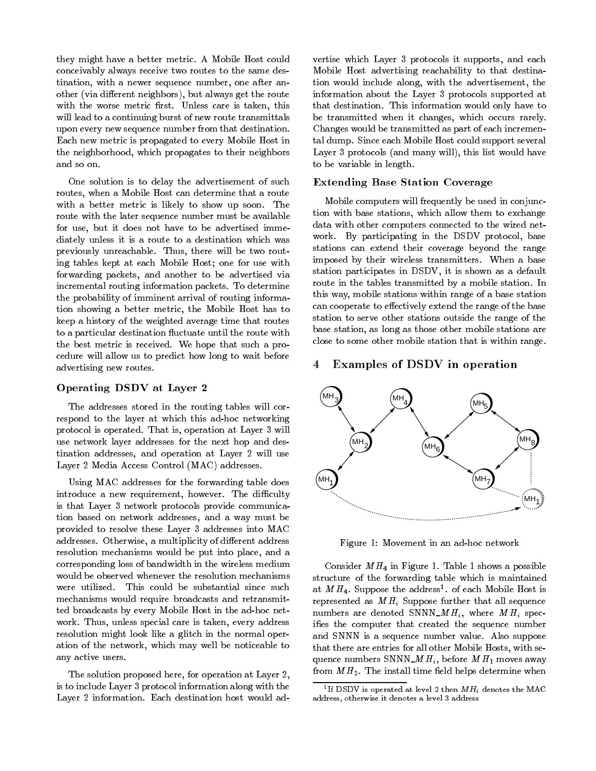they might have a better metric. A Mobile Host could conceivably always receive two routes to the same destination, with a newer sequence number, one after another (via different neighbors), but always get the route with the worse metric first. Unless care is taken, this will lead to a continuing burst of new route transmittals upon every new sequence number from that destination. Each new metric is propagated to every Mobile Host in the neighborhood, which propagates to their neighbors and so on.

One solution is to delay the advertisement of such routes, when a Mobile Host can determine that a route with a better metric is likely to show up soon. The route with the later sequence number must be available for use, but it does not have to be advertised immediately unless it is a route to a destination which was previously unreachable. Thus, there will be two routing tables kept at each Mobile Host; one for use with forwarding packets, and another to be advertised via incremental routing information packets. To determine the probability of imminent arrival of routing information showing a better metric, the Mobile Host has to keep a history of the weighted average time that routes to a particular destination fluctuate until the route with the best metric is received. We hope that such a procedure will allow us to predict how long to wait before advertising new routes.

### Operating DSDV at Layer 2

The addresses stored in the routing tables will correspond to the layer at which this ad-hoc networking protocol is operated. That is, operation at Layer 3 will use network layer addresses for the next hop and destination addresses, and operation at Layer 2 will use Layer 2 Media Access Control (MAC) addresses.

Using MAC addresses for the forwarding table does introduce a new requirement, however. The difficulty is that Layer 3 network protocols provide communication based on network addresses, and a way must be provided to resolve these Layer 3 addresses into MAC addresses. Otherwise, a multiplicity of different address resolution mechanisms would be put into place, and a corresponding loss of bandwidth in the wireless medium would be observed whenever the resolution mechanisms were utilized. This could be substantial since such mechanisms would require broadcasts and retransmitted broadcasts by every Mobile Host in the ad-hoc network. Thus, unless special care is taken, every address resolution might look like a glitch in the normal operation of the network, which may well be noticeable to any active users.

The solution proposed here, for operation at Layer 2, is to include Layer 3 protocol information along with the Layer 2 information. Each destination host would advertise which Layer 3 protocols it supports, and each Mobile Host advertising reachability to that destination would include along, with the advertisement, the information about the Layer 3 protocols supported at that destination. This information would only have to be transmitted when it changes, which occurs rarely. Changes would be transmitted as part of each incremental dump. Since each Mobile Host could support several Layer 3 protocols (and many will), this list would have to be variable in length.

### Extending Base Station Coverage

Mobile computers will frequently be used in conjunction with base stations, which allow them to exchange data with other computers connected to the wired network. By participating in the DSDV protocol, base stations can extend their coverage beyond the range imposed by their wireless transmitters. When a base station participates in DSDV, it is shown as a default route in the tables transmitted by a mobile station. In this way, mobile stations within range of a base station can cooperate to effectively extend the range of the base station to serve other stations outside the range of the base station, as long as those other mobile stations are close to some other mobile station that is within range.

## 4 Examples of DSDV in operation

Figure 1: Movement in an ad-hoc network

Consider $MH_4$ in Figure 1. Table 1 shows a possible structure of the forwarding table which is maintained at $MH_4$. Suppose the address[1]. of each Mobile Host is represented as $MH_i$ Suppose further that all sequence numbers are denoted SNNN_$MH_i$, where $MH_i$ specifies the computer that created the sequence number and SNNN is a sequence number value. Also suppose that there are entries for all other Mobile Hosts, with sequence numbers SNNN_$MH_i$, before $MH_1$ moves away from $MH_2$. The install time field helps determine when

[1] If DSDV is operated at level 2 then $MH_i$ denotes the MAC address, otherwise it denotes a level 3 address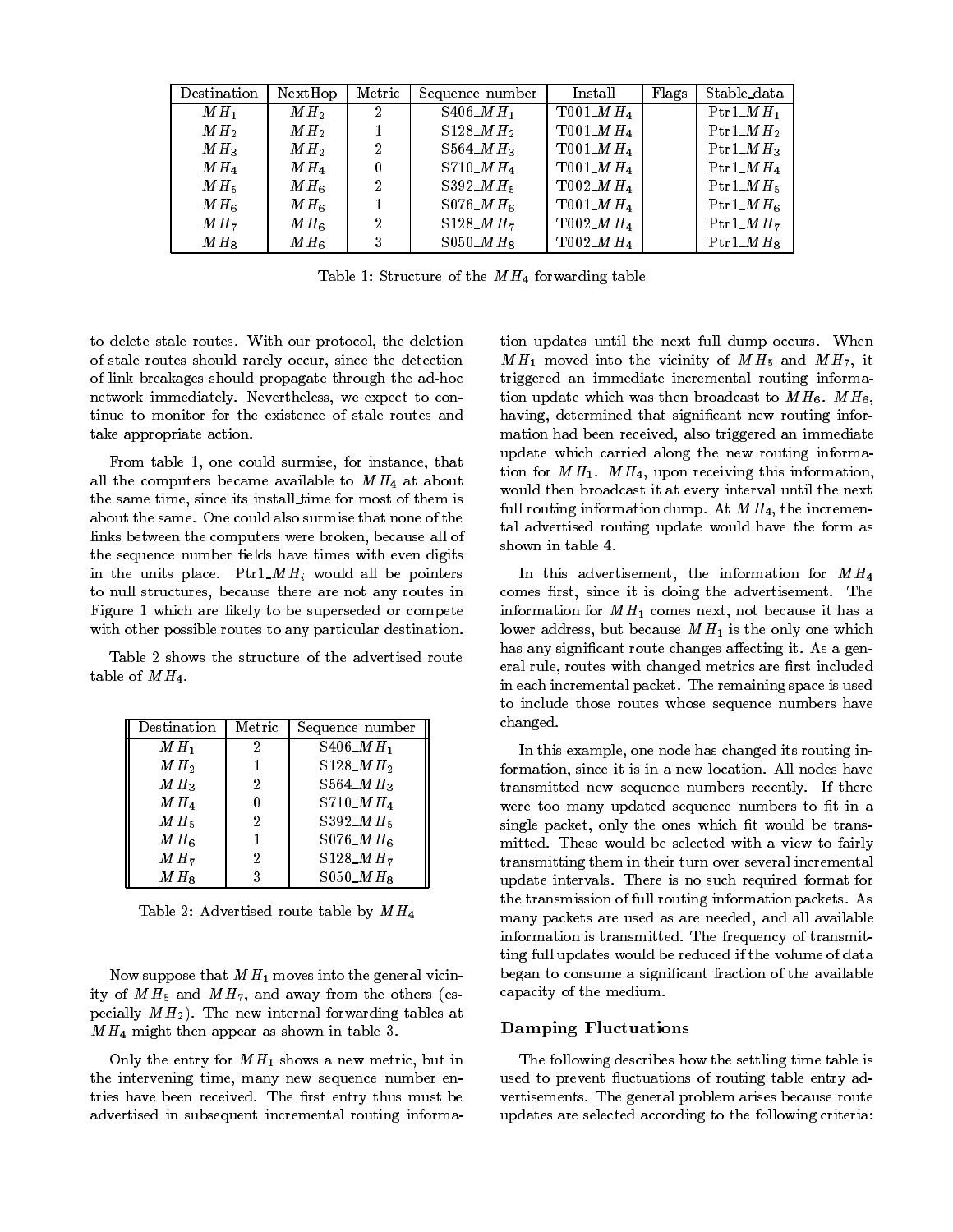| Destination | NextHop | Metric | Sequence number | Install | Flags | Stable_data |
|---|---|---|---|---|---|---|
| $MH_1$ | $MH_2$ | 2 | S406_$MH_1$ | T001_$MH_4$ | | Ptr1_$MH_1$ |
| $MH_2$ | $MH_2$ | 1 | S128_$MH_2$ | T001_$MH_4$ | | Ptr1_$MH_2$ |
| $MH_3$ | $MH_2$ | 2 | S564_$MH_3$ | T001_$MH_4$ | | Ptr1_$MH_3$ |
| $MH_4$ | $MH_4$ | 0 | S710_$MH_4$ | T001_$MH_4$ | | Ptr1_$MH_4$ |
| $MH_5$ | $MH_6$ | 2 | S392_$MH_5$ | T002_$MH_4$ | | Ptr1_$MH_5$ |
| $MH_6$ | $MH_6$ | 1 | S076_$MH_6$ | T001_$MH_4$ | | Ptr1_$MH_6$ |
| $MH_7$ | $MH_6$ | 2 | S128_$MH_7$ | T002_$MH_4$ | | Ptr1_$MH_7$ |
| $MH_8$ | $MH_6$ | 3 | S050_$MH_8$ | T002_$MH_4$ | | Ptr1_$MH_8$ |

Table 1: Structure of the $MH_4$ forwarding table

to delete stale routes. With our protocol, the deletion of stale routes should rarely occur, since the detection of link breakages should propagate through the ad-hoc network immediately. Nevertheless, we expect to continue to monitor for the existence of stale routes and take appropriate action.

From table 1, one could surmise, for instance, that all the computers became available to $MH_4$ at about the same time, since its install_time for most of them is about the same. One could also surmise that none of the links between the computers were broken, because all of the sequence number fields have times with even digits in the units place. Ptr1_$MH_i$ would all be pointers to null structures, because there are not any routes in Figure 1 which are likely to be superseded or compete with other possible routes to any particular destination.

Table 2 shows the structure of the advertised route table of $MH_4$.

| Destination | Metric | Sequence number |
|---|---|---|
| $MH_1$ | 2 | S406_$MH_1$ |
| $MH_2$ | 1 | S128_$MH_2$ |
| $MH_3$ | 2 | S564_$MH_3$ |
| $MH_4$ | 0 | S710_$MH_4$ |
| $MH_5$ | 2 | S392_$MH_5$ |
| $MH_6$ | 1 | S076_$MH_6$ |
| $MH_7$ | 2 | S128_$MH_7$ |
| $MH_8$ | 3 | S050_$MH_8$ |

Table 2: Advertised route table by $MH_4$

Now suppose that $MH_1$ moves into the general vicinity of $MH_5$ and $MH_7$, and away from the others (especially $MH_2$). The new internal forwarding tables at $MH_4$ might then appear as shown in table 3.

Only the entry for $MH_1$ shows a new metric, but in the intervening time, many new sequence number entries have been received. The first entry thus must be advertised in subsequent incremental routing information updates until the next full dump occurs. When $MH_1$ moved into the vicinity of $MH_5$ and $MH_7$, it triggered an immediate incremental routing information update which was then broadcast to $MH_6$. $MH_6$, having, determined that significant new routing information had been received, also triggered an immediate update which carried along the new routing information for $MH_1$. $MH_4$, upon receiving this information, would then broadcast it at every interval until the next full routing information dump. At $MH_4$, the incremental advertised routing update would have the form as shown in table 4.

In this advertisement, the information for $MH_4$ comes first, since it is doing the advertisement. The information for $MH_1$ comes next, not because it has a lower address, but because $MH_1$ is the only one which has any significant route changes affecting it. As a general rule, routes with changed metrics are first included in each incremental packet. The remaining space is used to include those routes whose sequence numbers have changed.

In this example, one node has changed its routing information, since it is in a new location. All nodes have transmitted new sequence numbers recently. If there were too many updated sequence numbers to fit in a single packet, only the ones which fit would be transmitted. These would be selected with a view to fairly transmitting them in their turn over several incremental update intervals. There is no such required format for the transmission of full routing information packets. As many packets are used as are needed, and all available information is transmitted. The frequency of transmitting full updates would be reduced if the volume of data began to consume a significant fraction of the available capacity of the medium.

## Damping Fluctuations

The following describes how the settling time table is used to prevent fluctuations of routing table entry advertisements. The general problem arises because route updates are selected according to the following criteria: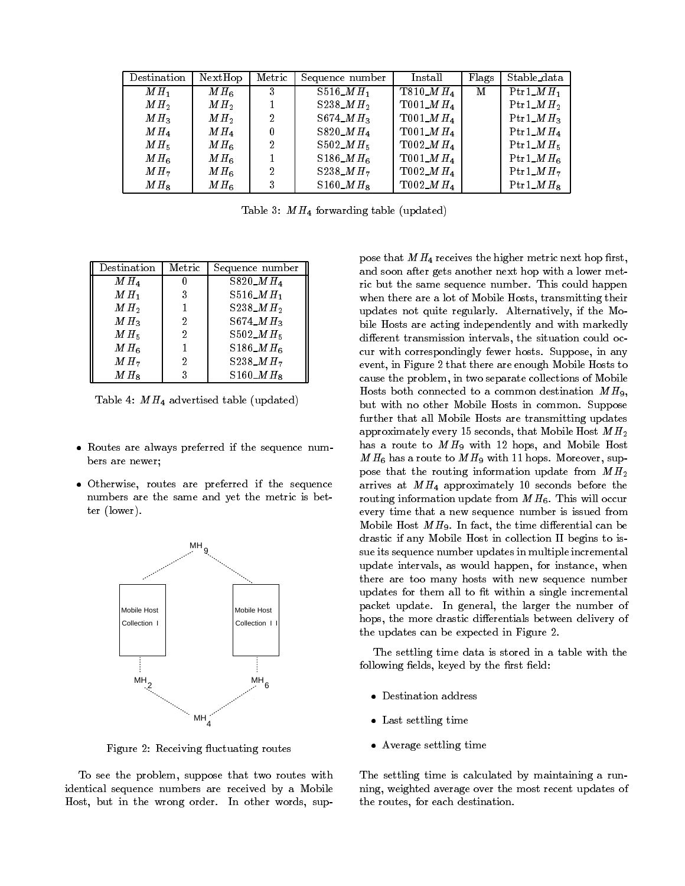| Destination | NextHop | Metric | Sequence number | Install | Flags | Stable_data |
|---|---|---|---|---|---|---|
| $MH_1$ | $MH_6$ | 3 | S516_$MH_1$ | T810_$MH_4$ | M | Ptr1_$MH_1$ |
| $MH_2$ | $MH_2$ | 1 | S238_$MH_2$ | T001_$MH_4$ | | Ptr1_$MH_2$ |
| $MH_3$ | $MH_2$ | 2 | S674_$MH_3$ | T001_$MH_4$ | | Ptr1_$MH_3$ |
| $MH_4$ | $MH_4$ | 0 | S820_$MH_4$ | T001_$MH_4$ | | Ptr1_$MH_4$ |
| $MH_5$ | $MH_6$ | 2 | S502_$MH_5$ | T002_$MH_4$ | | Ptr1_$MH_5$ |
| $MH_6$ | $MH_6$ | 1 | S186_$MH_6$ | T001_$MH_4$ | | Ptr1_$MH_6$ |
| $MH_7$ | $MH_6$ | 2 | S238_$MH_7$ | T002_$MH_4$ | | Ptr1_$MH_7$ |
| $MH_8$ | $MH_6$ | 3 | S160_$MH_8$ | T002_$MH_4$ | | Ptr1_$MH_8$ |

Table 3: $MH_4$ forwarding table (updated)

| Destination | Metric | Sequence number |
|---|---|---|
| $MH_4$ | 0 | S820_$MH_4$ |
| $MH_1$ | 3 | S516_$MH_1$ |
| $MH_2$ | 1 | S238_$MH_2$ |
| $MH_3$ | 2 | S674_$MH_3$ |
| $MH_5$ | 2 | S502_$MH_5$ |
| $MH_6$ | 1 | S186_$MH_6$ |
| $MH_7$ | 2 | S238_$MH_7$ |
| $MH_8$ | 3 | S160_$MH_8$ |

Table 4: $MH_4$ advertised table (updated)

- Routes are always preferred if the sequence numbers are newer;
- Otherwise, routes are preferred if the sequence numbers are the same and yet the metric is better (lower).

Figure 2: Receiving fluctuating routes

To see the problem, suppose that two routes with identical sequence numbers are received by a Mobile Host, but in the wrong order. In other words, suppose that $MH_4$ receives the higher metric next hop first, and soon after gets another next hop with a lower metric but the same sequence number. This could happen when there are a lot of Mobile Hosts, transmitting their updates not quite regularly. Alternatively, if the Mobile Hosts are acting independently and with markedly different transmission intervals, the situation could occur with correspondingly fewer hosts. Suppose, in any event, in Figure 2 that there are enough Mobile Hosts to cause the problem, in two separate collections of Mobile Hosts both connected to a common destination $MH_9$, but with no other Mobile Hosts in common. Suppose further that all Mobile Hosts are transmitting updates approximately every 15 seconds, that Mobile Host $MH_2$ has a route to $MH_9$ with 12 hops, and Mobile Host $MH_6$ has a route to $MH_9$ with 11 hops. Moreover, suppose that the routing information update from $MH_2$ arrives at $MH_4$ approximately 10 seconds before the routing information update from $MH_6$. This will occur every time that a new sequence number is issued from Mobile Host $MH_9$. In fact, the time differential can be drastic if any Mobile Host in collection II begins to issue its sequence number updates in multiple incremental update intervals, as would happen, for instance, when there are too many hosts with new sequence number updates for them all to fit within a single incremental packet update. In general, the larger the number of hops, the more drastic differentials between delivery of the updates can be expected in Figure 2.

The settling time data is stored in a table with the following fields, keyed by the first field:

- Destination address
- Last settling time
- Average settling time

The settling time is calculated by maintaining a running, weighted average over the most recent updates of the routes, for each destination.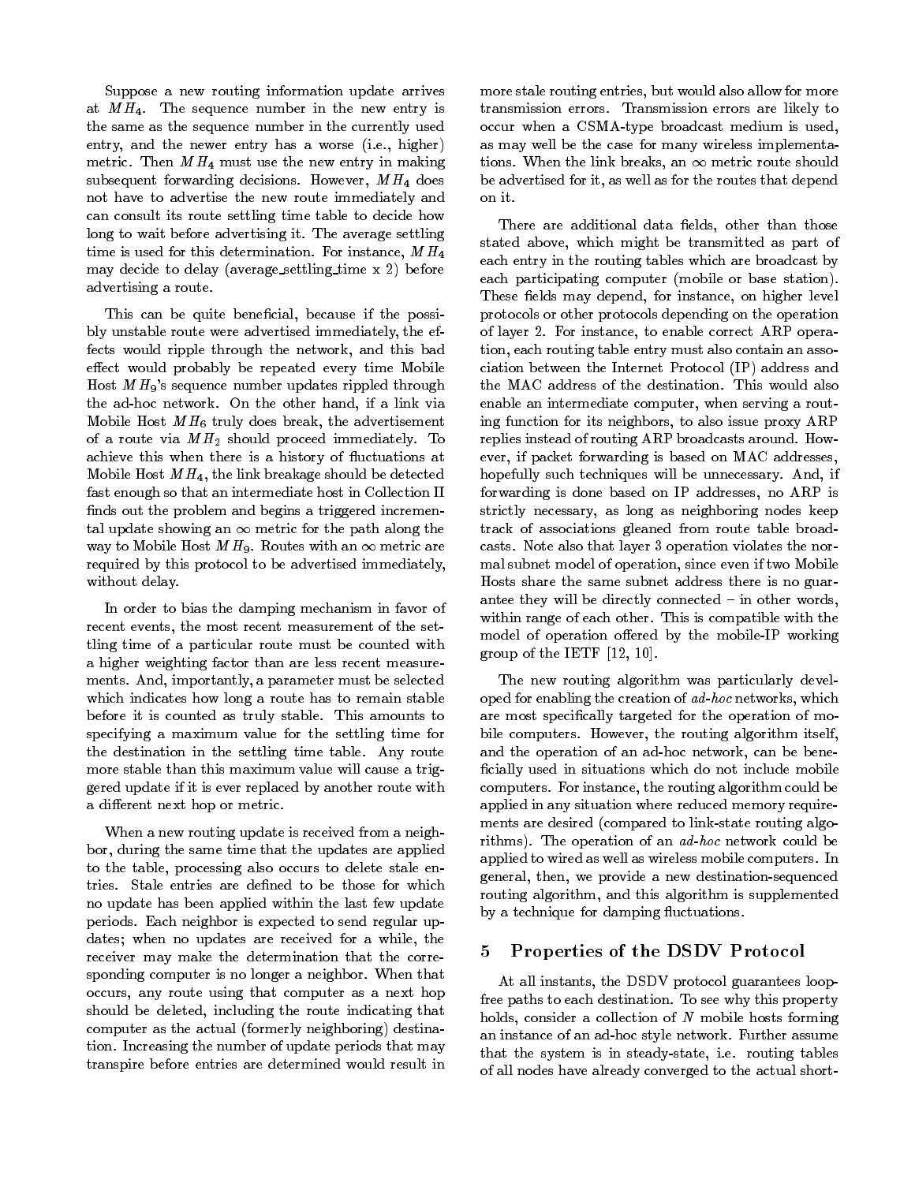Suppose a new routing information update arrives at $MH_4$. The sequence number in the new entry is the same as the sequence number in the currently used entry, and the newer entry has a worse (i.e., higher) metric. Then $MH_4$ must use the new entry in making subsequent forwarding decisions. However, $MH_4$ does not have to advertise the new route immediately and can consult its route settling time table to decide how long to wait before advertising it. The average settling time is used for this determination. For instance, $MH_4$ may decide to delay (average_settling_time x 2) before advertising a route.

This can be quite beneficial, because if the possibly unstable route were advertised immediately, the effects would ripple through the network, and this bad effect would probably be repeated every time Mobile Host $MH_9$'s sequence number updates rippled through the ad-hoc network. On the other hand, if a link via Mobile Host $MH_6$ truly does break, the advertisement of a route via $MH_2$ should proceed immediately. To achieve this when there is a history of fluctuations at Mobile Host $MH_4$, the link breakage should be detected fast enough so that an intermediate host in Collection II finds out the problem and begins a triggered incremental update showing an $\infty$ metric for the path along the way to Mobile Host $MH_9$. Routes with an $\infty$ metric are required by this protocol to be advertised immediately, without delay.

In order to bias the damping mechanism in favor of recent events, the most recent measurement of the settling time of a particular route must be counted with a higher weighting factor than are less recent measurements. And, importantly, a parameter must be selected which indicates how long a route has to remain stable before it is counted as truly stable. This amounts to specifying a maximum value for the settling time for the destination in the settling time table. Any route more stable than this maximum value will cause a triggered update if it is ever replaced by another route with a different next hop or metric.

When a new routing update is received from a neighbor, during the same time that the updates are applied to the table, processing also occurs to delete stale entries. Stale entries are defined to be those for which no update has been applied within the last few update periods. Each neighbor is expected to send regular updates; when no updates are received for a while, the receiver may make the determination that the corresponding computer is no longer a neighbor. When that occurs, any route using that computer as a next hop should be deleted, including the route indicating that computer as the actual (formerly neighboring) destination. Increasing the number of update periods that may transpire before entries are determined would result in more stale routing entries, but would also allow for more transmission errors. Transmission errors are likely to occur when a CSMA-type broadcast medium is used, as may well be the case for many wireless implementations. When the link breaks, an $\infty$ metric route should be advertised for it, as well as for the routes that depend on it.

There are additional data fields, other than those stated above, which might be transmitted as part of each entry in the routing tables which are broadcast by each participating computer (mobile or base station). These fields may depend, for instance, on higher level protocols or other protocols depending on the operation of layer 2. For instance, to enable correct ARP operation, each routing table entry must also contain an association between the Internet Protocol (IP) address and the MAC address of the destination. This would also enable an intermediate computer, when serving a routing function for its neighbors, to also issue proxy ARP replies instead of routing ARP broadcasts around. However, if packet forwarding is based on MAC addresses, hopefully such techniques will be unnecessary. And, if forwarding is done based on IP addresses, no ARP is strictly necessary, as long as neighboring nodes keep track of associations gleaned from route table broadcasts. Note also that layer 3 operation violates the normal subnet model of operation, since even if two Mobile Hosts share the same subnet address there is no guarantee they will be directly connected – in other words, within range of each other. This is compatible with the model of operation offered by the mobile-IP working group of the IETF [12, 10].

The new routing algorithm was particularly developed for enabling the creation of *ad-hoc* networks, which are most specifically targeted for the operation of mobile computers. However, the routing algorithm itself, and the operation of an ad-hoc network, can be beneficially used in situations which do not include mobile computers. For instance, the routing algorithm could be applied in any situation where reduced memory requirements are desired (compared to link-state routing algorithms). The operation of an *ad-hoc* network could be applied to wired as well as wireless mobile computers. In general, then, we provide a new destination-sequenced routing algorithm, and this algorithm is supplemented by a technique for damping fluctuations.

## 5 Properties of the DSDV Protocol

At all instants, the DSDV protocol guarantees loop-free paths to each destination. To see why this property holds, consider a collection of $N$ mobile hosts forming an instance of an ad-hoc style network. Further assume that the system is in steady-state, i.e. routing tables of all nodes have already converged to the actual short-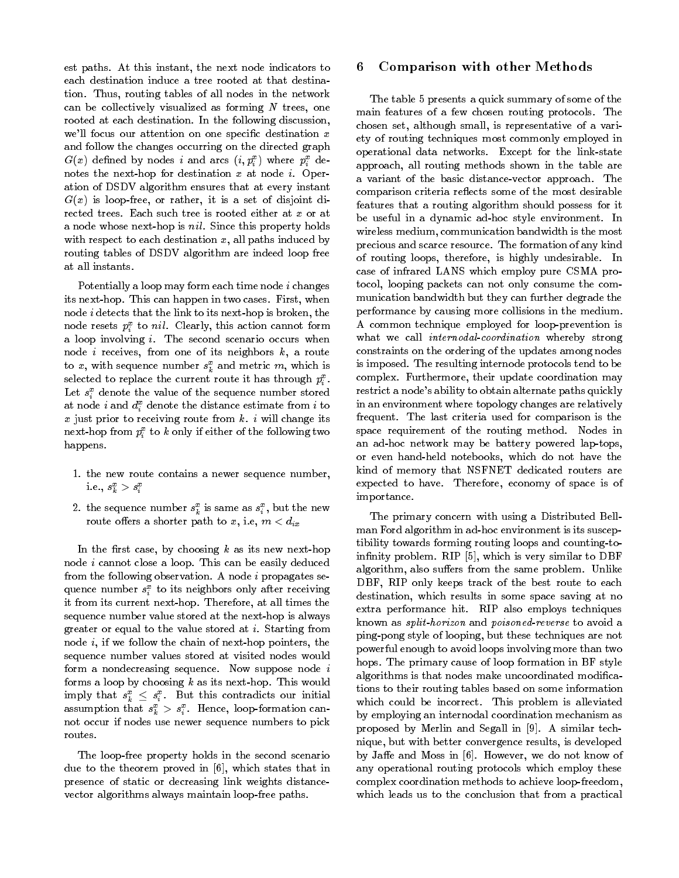est paths. At this instant, the next node indicators to each destination induce a tree rooted at that destination. Thus, routing tables of all nodes in the network can be collectively visualized as forming $N$ trees, one rooted at each destination. In the following discussion, we'll focus our attention on one specific destination $x$ and follow the changes occurring on the directed graph $G(x)$ defined by nodes $i$ and arcs $(i, p_i^x)$ where $p_i^x$ denotes the next-hop for destination $x$ at node $i$. Operation of DSDV algorithm ensures that at every instant $G(x)$ is loop-free, or rather, it is a set of disjoint directed trees. Each such tree is rooted either at $x$ or at a node whose next-hop is *nil*. Since this property holds with respect to each destination $x$, all paths induced by routing tables of DSDV algorithm are indeed loop free at all instants.

Potentially a loop may form each time node $i$ changes its next-hop. This can happen in two cases. First, when node $i$ detects that the link to its next-hop is broken, the node resets $p_i^x$ to *nil*. Clearly, this action cannot form a loop involving $i$. The second scenario occurs when node $i$ receives, from one of its neighbors $k$, a route to $x$, with sequence number $s_k^x$ and metric $m$, which is selected to replace the current route it has through $p_i^x$. Let $s_i^x$ denote the value of the sequence number stored at node $i$ and $d_i^x$ denote the distance estimate from $i$ to $x$ just prior to receiving route from $k$. $i$ will change its next-hop from $p_i^x$ to $k$ only if either of the following two happens.

1. the new route contains a newer sequence number, i.e., $s_k^x > s_i^x$
2. the sequence number $s_k^x$ is same as $s_i^x$, but the new route offers a shorter path to $x$, i.e, $m < d_{ix}$

In the first case, by choosing $k$ as its new next-hop node $i$ cannot close a loop. This can be easily deduced from the following observation. A node $i$ propagates sequence number $s_i^x$ to its neighbors only after receiving it from its current next-hop. Therefore, at all times the sequence number value stored at the next-hop is always greater or equal to the value stored at $i$. Starting from node $i$, if we follow the chain of next-hop pointers, the sequence number values stored at visited nodes would form a nondecreasing sequence. Now suppose node $i$ forms a loop by choosing $k$ as its next-hop. This would imply that $s_k^x \leq s_i^x$. But this contradicts our initial assumption that $s_k^x > s_i^x$. Hence, loop-formation cannot occur if nodes use newer sequence numbers to pick routes.

The loop-free property holds in the second scenario due to the theorem proved in [6], which states that in presence of static or decreasing link weights distance-vector algorithms always maintain loop-free paths.

## 6 Comparison with other Methods

The table 5 presents a quick summary of some of the main features of a few chosen routing protocols. The chosen set, although small, is representative of a variety of routing techniques most commonly employed in operational data networks. Except for the link-state approach, all routing methods shown in the table are a variant of the basic distance-vector approach. The comparison criteria reflects some of the most desirable features that a routing algorithm should possess for it be useful in a dynamic ad-hoc style environment. In wireless medium, communication bandwidth is the most precious and scarce resource. The formation of any kind of routing loops, therefore, is highly undesirable. In case of infrared LANS which employ pure CSMA protocol, looping packets can not only consume the communication bandwidth but they can further degrade the performance by causing more collisions in the medium. A common technique employed for loop-prevention is what we call *internodal-coordination* whereby strong constraints on the ordering of the updates among nodes is imposed. The resulting internode protocols tend to be complex. Furthermore, their update coordination may restrict a node's ability to obtain alternate paths quickly in an environment where topology changes are relatively frequent. The last criteria used for comparison is the space requirement of the routing method. Nodes in an ad-hoc network may be battery powered lap-tops, or even hand-held notebooks, which do not have the kind of memory that NSFNET dedicated routers are expected to have. Therefore, economy of space is of importance.

The primary concern with using a Distributed Bellman Ford algorithm in ad-hoc environment is its susceptibility towards forming routing loops and counting-to-infinity problem. RIP [5], which is very similar to DBF algorithm, also suffers from the same problem. Unlike DBF, RIP only keeps track of the best route to each destination, which results in some space saving at no extra performance hit. RIP also employs techniques known as *split-horizon* and *poisoned-reverse* to avoid a ping-pong style of looping, but these techniques are not powerful enough to avoid loops involving more than two hops. The primary cause of loop formation in BF style algorithms is that nodes make uncoordinated modifications to their routing tables based on some information which could be incorrect. This problem is alleviated by employing an internodal coordination mechanism as proposed by Merlin and Segall in [9]. A similar technique, but with better convergence results, is developed by Jaffe and Moss in [6]. However, we do not know of any operational routing protocols which employ these complex coordination methods to achieve loop-freedom, which leads us to the conclusion that from a practical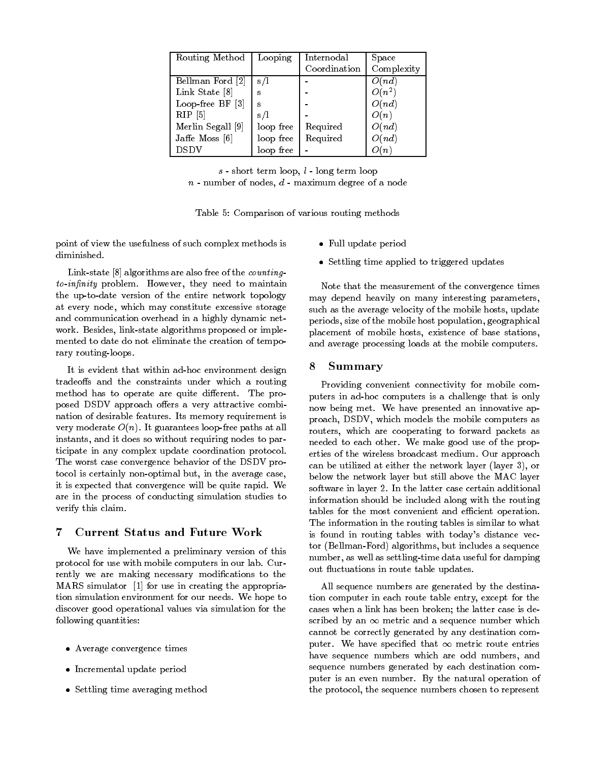| Routing Method | Looping | Internodal Coordination | Space Complexity |
|---|---|---|---|
| Bellman Ford [2] | s/l | - | $O(nd)$ |
| Link State [8] | s | - | $O(n^2)$ |
| Loop-free BF [3] | s | - | $O(nd)$ |
| RIP [5] | s/l | - | $O(n)$ |
| Merlin Segall [9] | loop free | Required | $O(nd)$ |
| Jaffe Moss [6] | loop free | Required | $O(nd)$ |
| DSDV | loop free | - | $O(n)$ |

$s$ - short term loop, $l$ - long term loop
$n$ - number of nodes, $d$ - maximum degree of a node

Table 5: Comparison of various routing methods

point of view the usefulness of such complex methods is diminished.

Link-state [8] algorithms are also free of the *counting-to-infinity* problem. However, they need to maintain the up-to-date version of the entire network topology at every node, which may constitute excessive storage and communication overhead in a highly dynamic network. Besides, link-state algorithms proposed or implemented to date do not eliminate the creation of temporary routing-loops.

It is evident that within ad-hoc environment design tradeoffs and the constraints under which a routing method has to operate are quite different. The proposed DSDV approach offers a very attractive combination of desirable features. Its memory requirement is very moderate $O(n)$. It guarantees loop-free paths at all instants, and it does so without requiring nodes to participate in any complex update coordination protocol. The worst case convergence behavior of the DSDV protocol is certainly non-optimal but, in the average case, it is expected that convergence will be quite rapid. We are in the process of conducting simulation studies to verify this claim.

## 7 Current Status and Future Work

We have implemented a preliminary version of this protocol for use with mobile computers in our lab. Currently we are making necessary modifications to the MARS simulator [1] for use in creating the appropriation simulation environment for our needs. We hope to discover good operational values via simulation for the following quantities:

- Average convergence times
- Incremental update period
- Settling time averaging method
- Full update period
- Settling time applied to triggered updates

Note that the measurement of the convergence times may depend heavily on many interesting parameters, such as the average velocity of the mobile hosts, update periods, size of the mobile host population, geographical placement of mobile hosts, existence of base stations, and average processing loads at the mobile computers.

## 8 Summary

Providing convenient connectivity for mobile computers in ad-hoc computers is a challenge that is only now being met. We have presented an innovative approach, DSDV, which models the mobile computers as routers, which are cooperating to forward packets as needed to each other. We make good use of the properties of the wireless broadcast medium. Our approach can be utilized at either the network layer (layer 3), or below the network layer but still above the MAC layer software in layer 2. In the latter case certain additional information should be included along with the routing tables for the most convenient and efficient operation. The information in the routing tables is similar to what is found in routing tables with today's distance vector (Bellman-Ford) algorithms, but includes a sequence number, as well as settling-time data useful for damping out fluctuations in route table updates.

All sequence numbers are generated by the destination computer in each route table entry, except for the cases when a link has been broken; the latter case is described by an $\infty$ metric and a sequence number which cannot be correctly generated by any destination computer. We have specified that $\infty$ metric route entries have sequence numbers which are odd numbers, and sequence numbers generated by each destination computer is an even number. By the natural operation of the protocol, the sequence numbers chosen to represent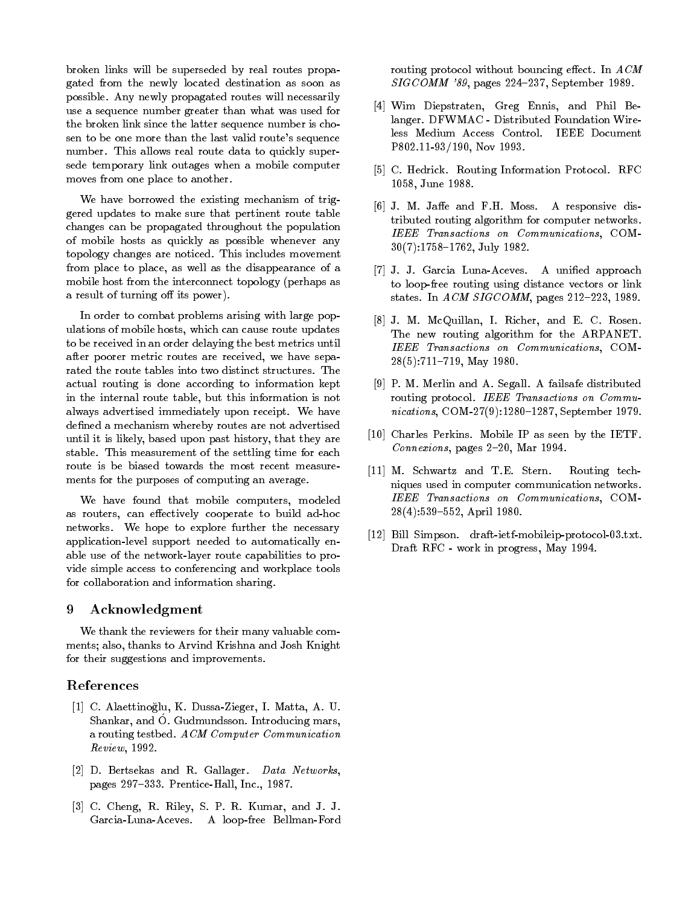broken links will be superseded by real routes propagated from the newly located destination as soon as possible. Any newly propagated routes will necessarily use a sequence number greater than what was used for the broken link since the latter sequence number is chosen to be one more than the last valid route's sequence number. This allows real route data to quickly supersede temporary link outages when a mobile computer moves from one place to another.

We have borrowed the existing mechanism of triggered updates to make sure that pertinent route table changes can be propagated throughout the population of mobile hosts as quickly as possible whenever any topology changes are noticed. This includes movement from place to place, as well as the disappearance of a mobile host from the interconnect topology (perhaps as a result of turning off its power).

In order to combat problems arising with large populations of mobile hosts, which can cause route updates to be received in an order delaying the best metrics until after poorer metric routes are received, we have separated the route tables into two distinct structures. The actual routing is done according to information kept in the internal route table, but this information is not always advertised immediately upon receipt. We have defined a mechanism whereby routes are not advertised until it is likely, based upon past history, that they are stable. This measurement of the settling time for each route is be biased towards the most recent measurements for the purposes of computing an average.

We have found that mobile computers, modeled as routers, can effectively cooperate to build ad-hoc networks. We hope to explore further the necessary application-level support needed to automatically enable use of the network-layer route capabilities to provide simple access to conferencing and workplace tools for collaboration and information sharing.

## 9 Acknowledgment

We thank the reviewers for their many valuable comments; also, thanks to Arvind Krishna and Josh Knight for their suggestions and improvements.

## References

[1] C. Alaettinoğlu, K. Dussa-Zieger, I. Matta, A. U. Shankar, and Ó. Gudmundsson. Introducing mars, a routing testbed. *ACM Computer Communication Review*, 1992.

[2] D. Bertsekas and R. Gallager. *Data Networks*, pages 297–333. Prentice-Hall, Inc., 1987.

[3] C. Cheng, R. Riley, S. P. R. Kumar, and J. J. Garcia-Luna-Aceves. A loop-free Bellman-Ford routing protocol without bouncing effect. In *ACM SIGCOMM '89*, pages 224–237, September 1989.

[4] Wim Diepstraten, Greg Ennis, and Phil Belanger. DFWMAC - Distributed Foundation Wireless Medium Access Control. IEEE Document P802.11-93/190, Nov 1993.

[5] C. Hedrick. Routing Information Protocol. RFC 1058, June 1988.

[6] J. M. Jaffe and F.H. Moss. A responsive distributed routing algorithm for computer networks. *IEEE Transactions on Communications*, COM-30(7):1758–1762, July 1982.

[7] J. J. Garcia Luna-Aceves. A unified approach to loop-free routing using distance vectors or link states. In *ACM SIGCOMM*, pages 212–223, 1989.

[8] J. M. McQuillan, I. Richer, and E. C. Rosen. The new routing algorithm for the ARPANET. *IEEE Transactions on Communications*, COM-28(5):711–719, May 1980.

[9] P. M. Merlin and A. Segall. A failsafe distributed routing protocol. *IEEE Transactions on Communications*, COM-27(9):1280–1287, September 1979.

[10] Charles Perkins. Mobile IP as seen by the IETF. *Connexions*, pages 2–20, Mar 1994.

[11] M. Schwartz and T.E. Stern. Routing techniques used in computer communication networks. *IEEE Transactions on Communications*, COM-28(4):539–552, April 1980.

[12] Bill Simpson. draft-ietf-mobileip-protocol-03.txt. Draft RFC - work in progress, May 1994.